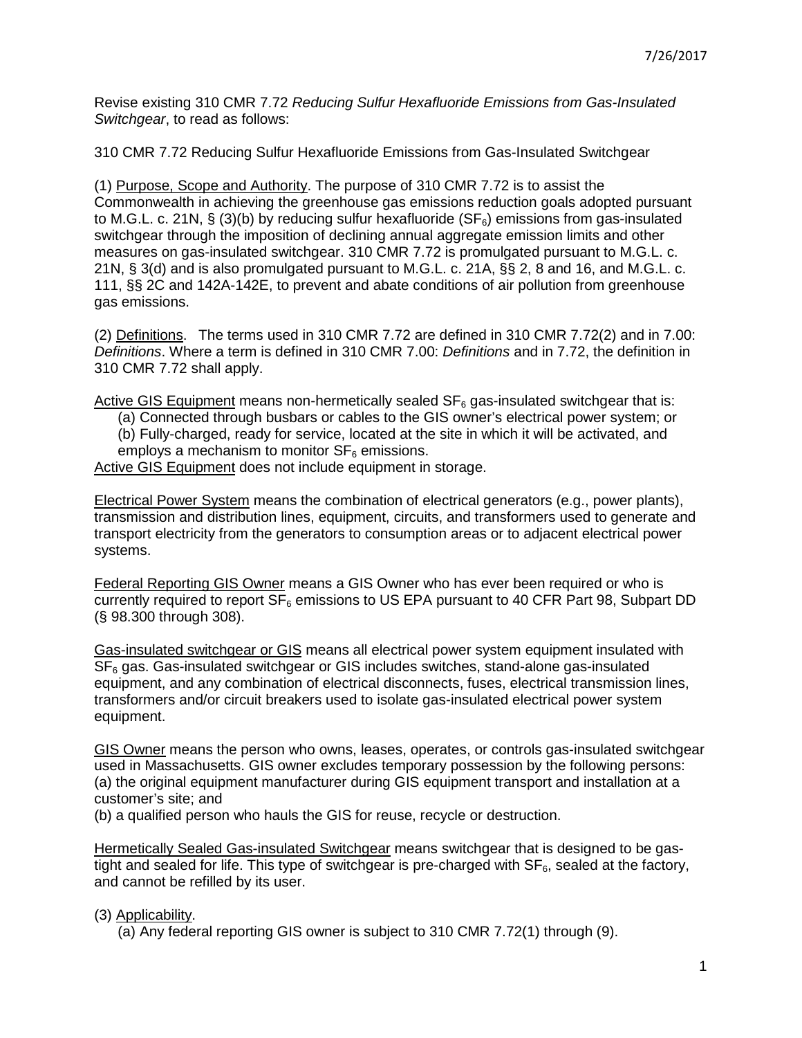7/26/2017

Revise existing 310 CMR 7.72 *Reducing Sulfur Hexafluoride Emissions from Gas-Insulated Switchgear*, to read as follows:

310 CMR 7.72 Reducing Sulfur Hexafluoride Emissions from Gas-Insulated Switchgear

(1) Purpose, Scope and Authority. The purpose of 310 CMR 7.72 is to assist the Commonwealth in achieving the greenhouse gas emissions reduction goals adopted pursuant to M.G.L. c. 21N, § (3)(b) by reducing sulfur hexafluoride ($SF_6$) emissions from gas-insulated switchgear through the imposition of declining annual aggregate emission limits and other measures on gas-insulated switchgear. 310 CMR 7.72 is promulgated pursuant to M.G.L. c. 21N, § 3(d) and is also promulgated pursuant to M.G.L. c. 21A, §§ 2, 8 and 16, and M.G.L. c. 111, §§ 2C and 142A-142E, to prevent and abate conditions of air pollution from greenhouse gas emissions.

(2) Definitions. The terms used in 310 CMR 7.72 are defined in 310 CMR 7.72(2) and in 7.00: *Definitions*. Where a term is defined in 310 CMR 7.00: *Definitions* and in 7.72, the definition in 310 CMR 7.72 shall apply.

Active GIS Equipment means non-hermetically sealed $SF_6$ gas-insulated switchgear that is:

(a) Connected through busbars or cables to the GIS owner's electrical power system; or

(b) Fully-charged, ready for service, located at the site in which it will be activated, and employs a mechanism to monitor $SF_6$ emissions.

Active GIS Equipment does not include equipment in storage.

Electrical Power System means the combination of electrical generators (e.g., power plants), transmission and distribution lines, equipment, circuits, and transformers used to generate and transport electricity from the generators to consumption areas or to adjacent electrical power systems.

Federal Reporting GIS Owner means a GIS Owner who has ever been required or who is currently required to report $SF_6$ emissions to US EPA pursuant to 40 CFR Part 98, Subpart DD (§ 98.300 through 308).

Gas-insulated switchgear or GIS means all electrical power system equipment insulated with $SF_6$ gas. Gas-insulated switchgear or GIS includes switches, stand-alone gas-insulated equipment, and any combination of electrical disconnects, fuses, electrical transmission lines, transformers and/or circuit breakers used to isolate gas-insulated electrical power system equipment.

GIS Owner means the person who owns, leases, operates, or controls gas-insulated switchgear used in Massachusetts. GIS owner excludes temporary possession by the following persons:
(a) the original equipment manufacturer during GIS equipment transport and installation at a customer's site; and
(b) a qualified person who hauls the GIS for reuse, recycle or destruction.

Hermetically Sealed Gas-insulated Switchgear means switchgear that is designed to be gas-tight and sealed for life. This type of switchgear is pre-charged with $SF_6$, sealed at the factory, and cannot be refilled by its user.

(3) Applicability.

(a) Any federal reporting GIS owner is subject to 310 CMR 7.72(1) through (9).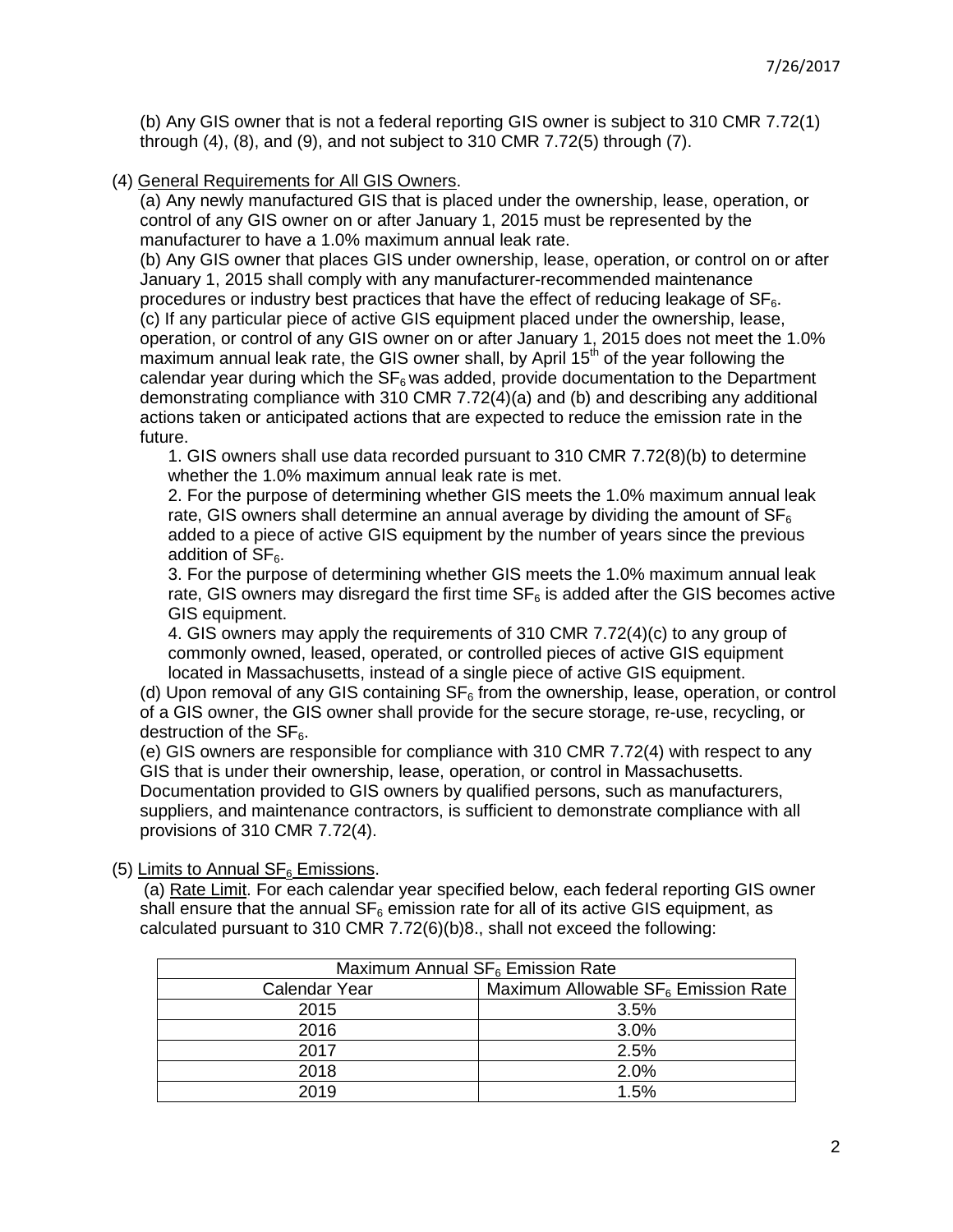(b) Any GIS owner that is not a federal reporting GIS owner is subject to 310 CMR 7.72(1) through (4), (8), and (9), and not subject to 310 CMR 7.72(5) through (7).

(4) General Requirements for All GIS Owners.

(a) Any newly manufactured GIS that is placed under the ownership, lease, operation, or control of any GIS owner on or after January 1, 2015 must be represented by the manufacturer to have a 1.0% maximum annual leak rate.

(b) Any GIS owner that places GIS under ownership, lease, operation, or control on or after January 1, 2015 shall comply with any manufacturer-recommended maintenance procedures or industry best practices that have the effect of reducing leakage of $SF_6$.

(c) If any particular piece of active GIS equipment placed under the ownership, lease, operation, or control of any GIS owner on or after January 1, 2015 does not meet the 1.0% maximum annual leak rate, the GIS owner shall, by April 15th of the year following the calendar year during which the $SF_6$ was added, provide documentation to the Department demonstrating compliance with 310 CMR 7.72(4)(a) and (b) and describing any additional actions taken or anticipated actions that are expected to reduce the emission rate in the future.

1. GIS owners shall use data recorded pursuant to 310 CMR 7.72(8)(b) to determine whether the 1.0% maximum annual leak rate is met.
2. For the purpose of determining whether GIS meets the 1.0% maximum annual leak rate, GIS owners shall determine an annual average by dividing the amount of $SF_6$ added to a piece of active GIS equipment by the number of years since the previous addition of $SF_6$.
3. For the purpose of determining whether GIS meets the 1.0% maximum annual leak rate, GIS owners may disregard the first time $SF_6$ is added after the GIS becomes active GIS equipment.
4. GIS owners may apply the requirements of 310 CMR 7.72(4)(c) to any group of commonly owned, leased, operated, or controlled pieces of active GIS equipment located in Massachusetts, instead of a single piece of active GIS equipment.

(d) Upon removal of any GIS containing $SF_6$ from the ownership, lease, operation, or control of a GIS owner, the GIS owner shall provide for the secure storage, re-use, recycling, or destruction of the $SF_6$.

(e) GIS owners are responsible for compliance with 310 CMR 7.72(4) with respect to any GIS that is under their ownership, lease, operation, or control in Massachusetts. Documentation provided to GIS owners by qualified persons, such as manufacturers, suppliers, and maintenance contractors, is sufficient to demonstrate compliance with all provisions of 310 CMR 7.72(4).

(5) Limits to Annual $SF_6$ Emissions.

(a) Rate Limit. For each calendar year specified below, each federal reporting GIS owner shall ensure that the annual $SF_6$ emission rate for all of its active GIS equipment, as calculated pursuant to 310 CMR 7.72(6)(b)8., shall not exceed the following:

| Maximum Annual $SF_6$ Emission Rate | |
|---|---|
| Calendar Year | Maximum Allowable $SF_6$ Emission Rate |
| 2015 | 3.5% |
| 2016 | 3.0% |
| 2017 | 2.5% |
| 2018 | 2.0% |
| 2019 | 1.5% |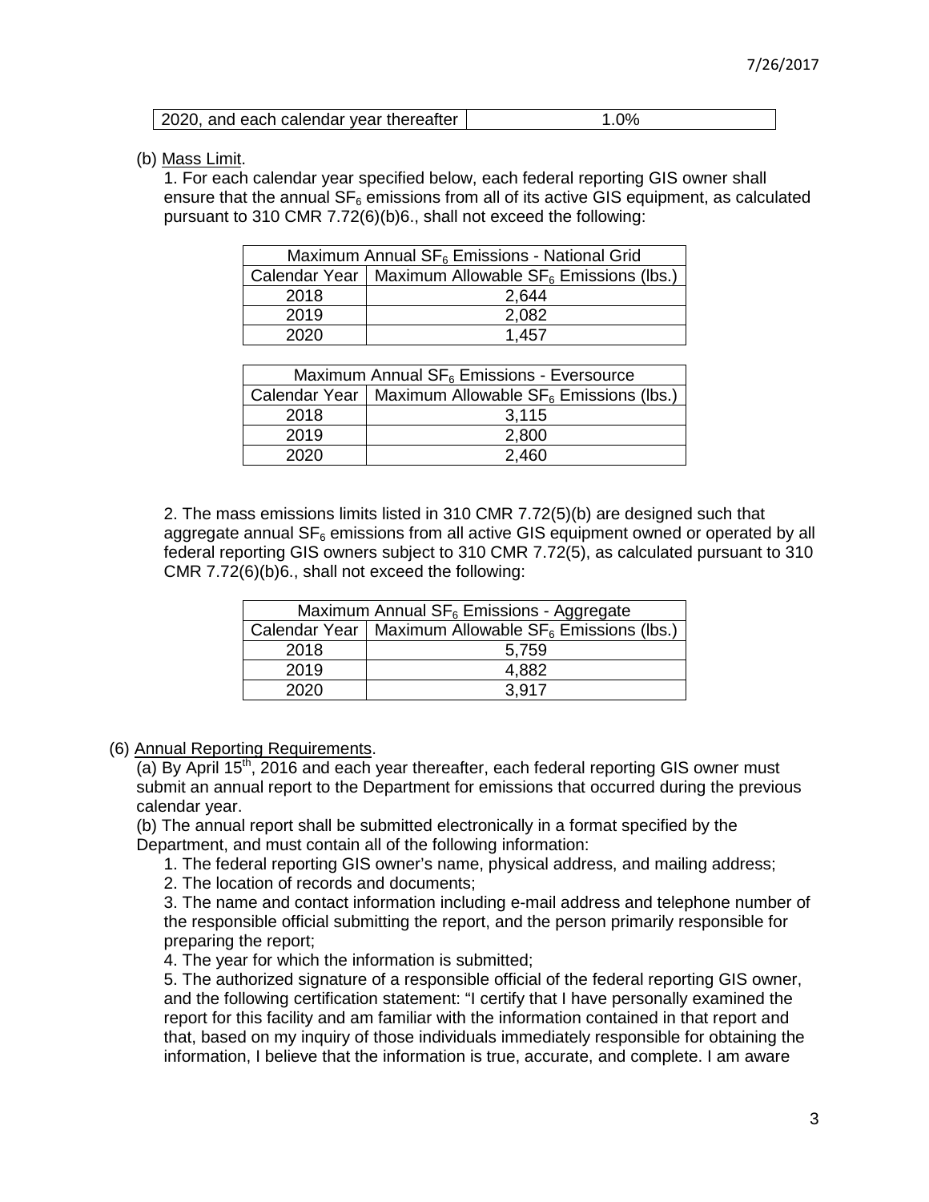| 2020, and each calendar year thereafter | 1.0% |
|---|---|

(b) Mass Limit.

1. For each calendar year specified below, each federal reporting GIS owner shall ensure that the annual $SF_6$ emissions from all of its active GIS equipment, as calculated pursuant to 310 CMR 7.72(6)(b)6., shall not exceed the following:

| Maximum Annual $SF_6$ Emissions - National Grid | |
|---|---|
| Calendar Year | Maximum Allowable $SF_6$ Emissions (lbs.) |
| 2018 | 2,644 |
| 2019 | 2,082 |
| 2020 | 1,457 |

| Maximum Annual $SF_6$ Emissions - Eversource | |
|---|---|
| Calendar Year | Maximum Allowable $SF_6$ Emissions (lbs.) |
| 2018 | 3,115 |
| 2019 | 2,800 |
| 2020 | 2,460 |

2. The mass emissions limits listed in 310 CMR 7.72(5)(b) are designed such that aggregate annual $SF_6$ emissions from all active GIS equipment owned or operated by all federal reporting GIS owners subject to 310 CMR 7.72(5), as calculated pursuant to 310 CMR 7.72(6)(b)6., shall not exceed the following:

| Maximum Annual $SF_6$ Emissions - Aggregate | |
|---|---|
| Calendar Year | Maximum Allowable $SF_6$ Emissions (lbs.) |
| 2018 | 5,759 |
| 2019 | 4,882 |
| 2020 | 3,917 |

(6) Annual Reporting Requirements.

(a) By April 15th, 2016 and each year thereafter, each federal reporting GIS owner must submit an annual report to the Department for emissions that occurred during the previous calendar year.

(b) The annual report shall be submitted electronically in a format specified by the Department, and must contain all of the following information:

1. The federal reporting GIS owner's name, physical address, and mailing address;

2. The location of records and documents;

3. The name and contact information including e-mail address and telephone number of the responsible official submitting the report, and the person primarily responsible for preparing the report;

4. The year for which the information is submitted;

5. The authorized signature of a responsible official of the federal reporting GIS owner, and the following certification statement: "I certify that I have personally examined the report for this facility and am familiar with the information contained in that report and that, based on my inquiry of those individuals immediately responsible for obtaining the information, I believe that the information is true, accurate, and complete. I am aware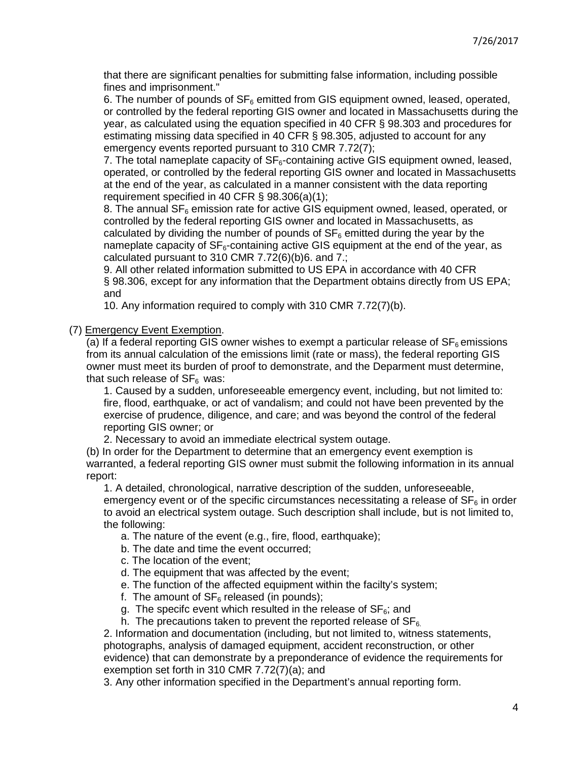that there are significant penalties for submitting false information, including possible fines and imprisonment."

6. The number of pounds of $SF_6$ emitted from GIS equipment owned, leased, operated, or controlled by the federal reporting GIS owner and located in Massachusetts during the year, as calculated using the equation specified in 40 CFR § 98.303 and procedures for estimating missing data specified in 40 CFR § 98.305, adjusted to account for any emergency events reported pursuant to 310 CMR 7.72(7);

7. The total nameplate capacity of $SF_6$-containing active GIS equipment owned, leased, operated, or controlled by the federal reporting GIS owner and located in Massachusetts at the end of the year, as calculated in a manner consistent with the data reporting requirement specified in 40 CFR § 98.306(a)(1);

8. The annual $SF_6$ emission rate for active GIS equipment owned, leased, operated, or controlled by the federal reporting GIS owner and located in Massachusetts, as calculated by dividing the number of pounds of $SF_6$ emitted during the year by the nameplate capacity of $SF_6$-containing active GIS equipment at the end of the year, as calculated pursuant to 310 CMR 7.72(6)(b)6. and 7.;

9. All other related information submitted to US EPA in accordance with 40 CFR § 98.306, except for any information that the Department obtains directly from US EPA; and

10. Any information required to comply with 310 CMR 7.72(7)(b).

(7) Emergency Event Exemption.

(a) If a federal reporting GIS owner wishes to exempt a particular release of $SF_6$ emissions from its annual calculation of the emissions limit (rate or mass), the federal reporting GIS owner must meet its burden of proof to demonstrate, and the Deparment must determine, that such release of $SF_6$ was:

1. Caused by a sudden, unforeseeable emergency event, including, but not limited to: fire, flood, earthquake, or act of vandalism; and could not have been prevented by the exercise of prudence, diligence, and care; and was beyond the control of the federal reporting GIS owner; or

2. Necessary to avoid an immediate electrical system outage.

(b) In order for the Department to determine that an emergency event exemption is warranted, a federal reporting GIS owner must submit the following information in its annual report:

1. A detailed, chronological, narrative description of the sudden, unforeseeable, emergency event or of the specific circumstances necessitating a release of $SF_6$ in order to avoid an electrical system outage. Such description shall include, but is not limited to, the following:

   a. The nature of the event (e.g., fire, flood, earthquake);
   b. The date and time the event occurred;
   c. The location of the event;
   d. The equipment that was affected by the event;
   e. The function of the affected equipment within the facilty's system;
   f. The amount of $SF_6$ released (in pounds);
   g. The specifc event which resulted in the release of $SF_6$; and
   h. The precautions taken to prevent the reported release of $SF_6$.

2. Information and documentation (including, but not limited to, witness statements, photographs, analysis of damaged equipment, accident reconstruction, or other evidence) that can demonstrate by a preponderance of evidence the requirements for exemption set forth in 310 CMR 7.72(7)(a); and

3. Any other information specified in the Department's annual reporting form.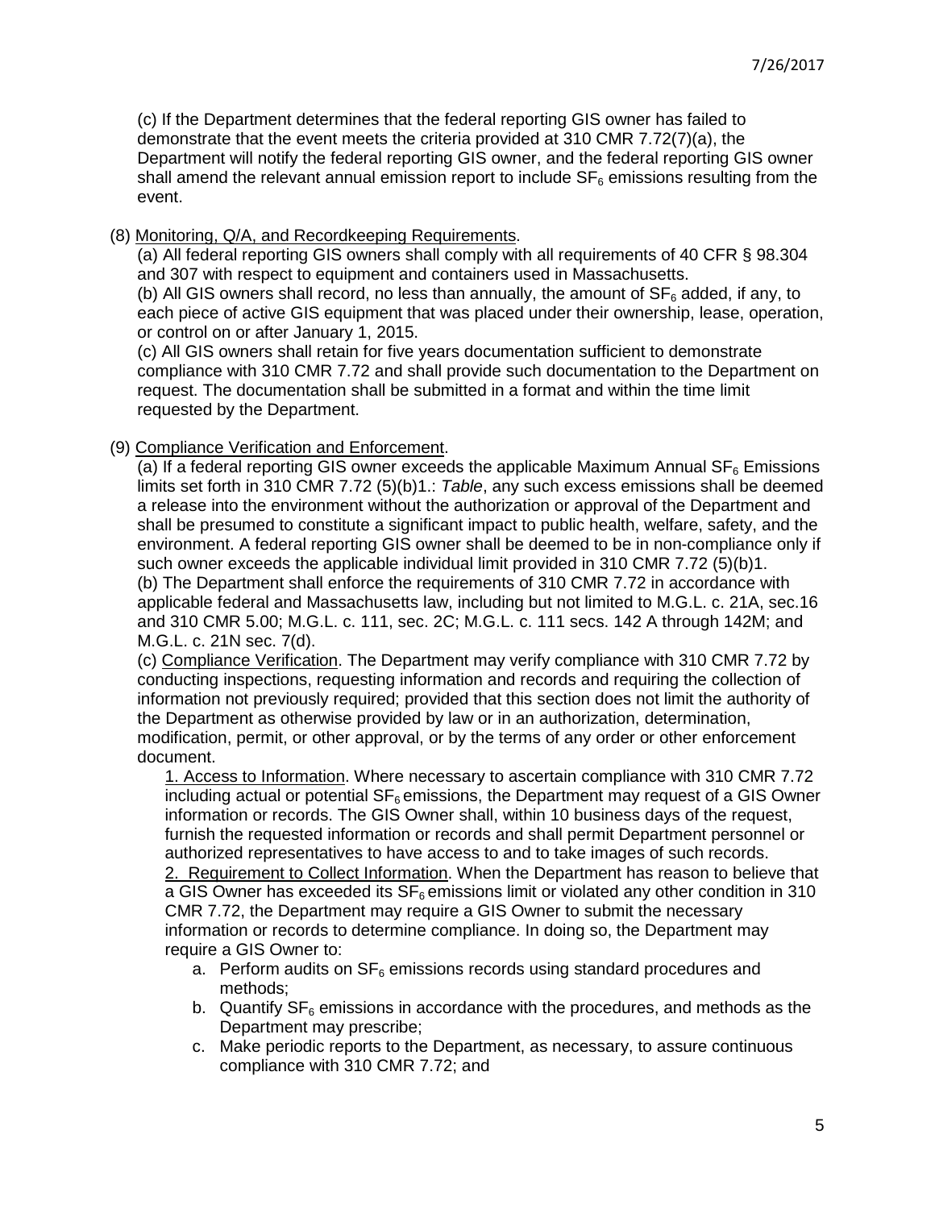(c) If the Department determines that the federal reporting GIS owner has failed to demonstrate that the event meets the criteria provided at 310 CMR 7.72(7)(a), the Department will notify the federal reporting GIS owner, and the federal reporting GIS owner shall amend the relevant annual emission report to include $SF_6$ emissions resulting from the event.

(8) Monitoring, Q/A, and Recordkeeping Requirements.

(a) All federal reporting GIS owners shall comply with all requirements of 40 CFR § 98.304 and 307 with respect to equipment and containers used in Massachusetts.

(b) All GIS owners shall record, no less than annually, the amount of $SF_6$ added, if any, to each piece of active GIS equipment that was placed under their ownership, lease, operation, or control on or after January 1, 2015.

(c) All GIS owners shall retain for five years documentation sufficient to demonstrate compliance with 310 CMR 7.72 and shall provide such documentation to the Department on request. The documentation shall be submitted in a format and within the time limit requested by the Department.

(9) Compliance Verification and Enforcement.

(a) If a federal reporting GIS owner exceeds the applicable Maximum Annual $SF_6$ Emissions limits set forth in 310 CMR 7.72 (5)(b)1.: *Table*, any such excess emissions shall be deemed a release into the environment without the authorization or approval of the Department and shall be presumed to constitute a significant impact to public health, welfare, safety, and the environment. A federal reporting GIS owner shall be deemed to be in non-compliance only if such owner exceeds the applicable individual limit provided in 310 CMR 7.72 (5)(b)1.

(b) The Department shall enforce the requirements of 310 CMR 7.72 in accordance with applicable federal and Massachusetts law, including but not limited to M.G.L. c. 21A, sec.16 and 310 CMR 5.00; M.G.L. c. 111, sec. 2C; M.G.L. c. 111 secs. 142 A through 142M; and M.G.L. c. 21N sec. 7(d).

(c) Compliance Verification. The Department may verify compliance with 310 CMR 7.72 by conducting inspections, requesting information and records and requiring the collection of information not previously required; provided that this section does not limit the authority of the Department as otherwise provided by law or in an authorization, determination, modification, permit, or other approval, or by the terms of any order or other enforcement document.

1. Access to Information. Where necessary to ascertain compliance with 310 CMR 7.72 including actual or potential $SF_6$ emissions, the Department may request of a GIS Owner information or records. The GIS Owner shall, within 10 business days of the request, furnish the requested information or records and shall permit Department personnel or authorized representatives to have access to and to take images of such records.

2. Requirement to Collect Information. When the Department has reason to believe that a GIS Owner has exceeded its $SF_6$ emissions limit or violated any other condition in 310 CMR 7.72, the Department may require a GIS Owner to submit the necessary information or records to determine compliance. In doing so, the Department may require a GIS Owner to:

   a. Perform audits on $SF_6$ emissions records using standard procedures and methods;
   b. Quantify $SF_6$ emissions in accordance with the procedures, and methods as the Department may prescribe;
   c. Make periodic reports to the Department, as necessary, to assure continuous compliance with 310 CMR 7.72; and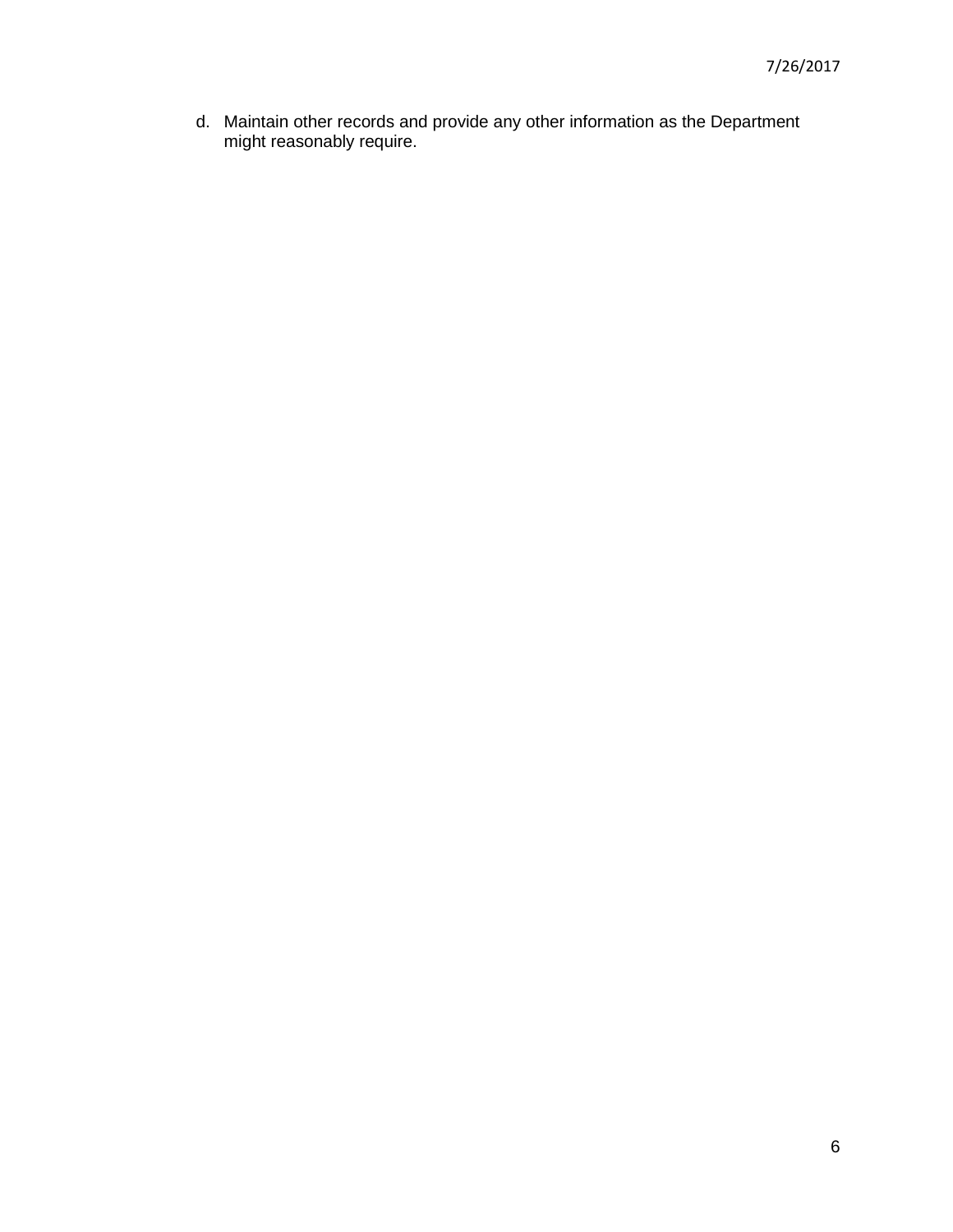d. Maintain other records and provide any other information as the Department might reasonably require.